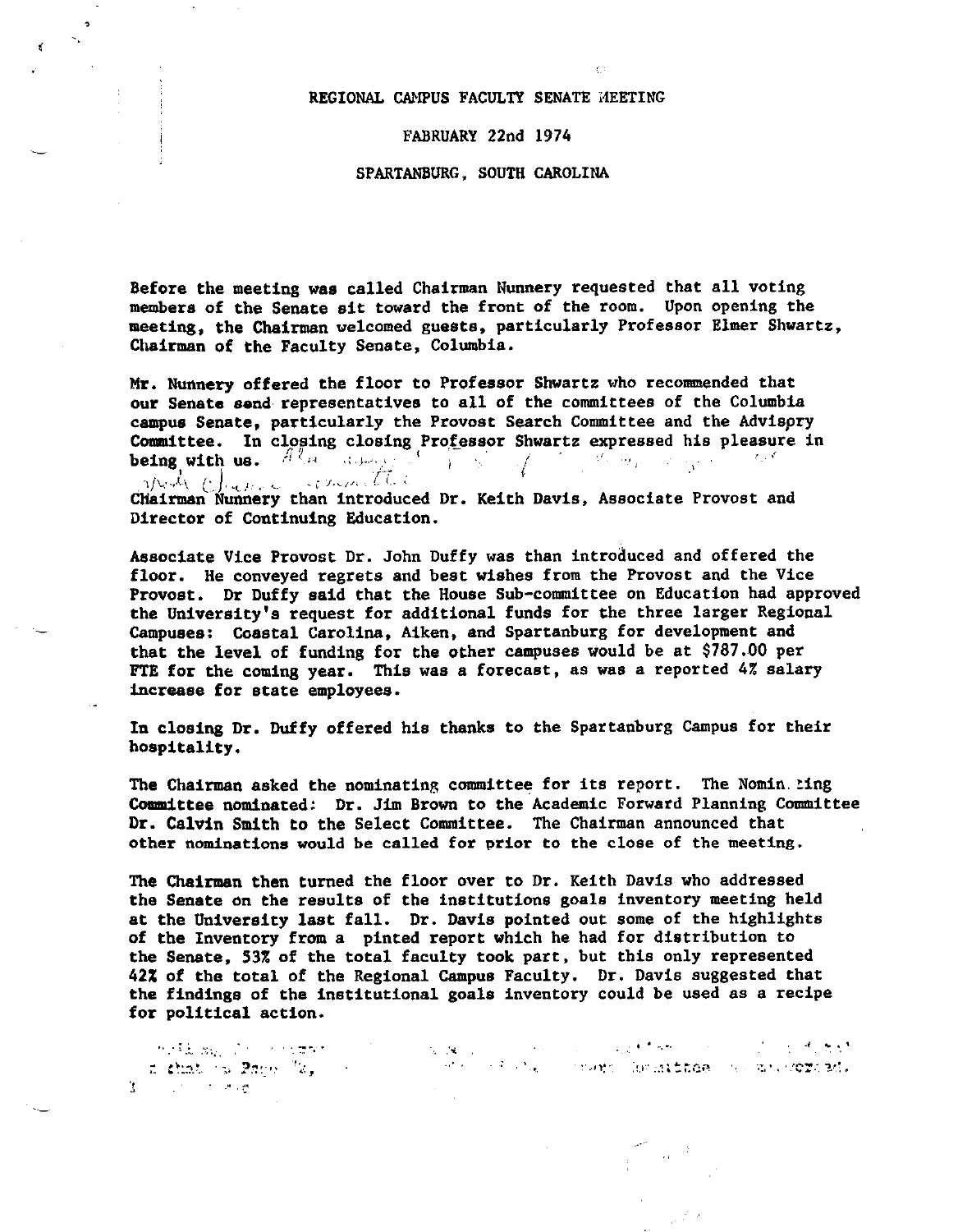REGIONAL CAMPUS FACULTY SENATE MEETING

FABRUARY 22nd 1974

SPARTANBURG, SOUTH CAROLINA

Before the meeting was called Chairman Nunnery requested that all voting members of the Senate sit toward the front of the room. Upon opening the meeting, the Chairman welcomed guests, particularly Professor Elmer Shwartz, Chairman of the Faculty Senate, Columbia.

Mr. Nunnery offered the floor to Professor Shwartz who recommended that our Senate send representatives to all of the committees of the Columbia campus Senate, particularly the Provost Search Committee and the Advisory Committee. In closing closing Professor Shwartz expressed his pleasure in being with us.

Chairman Nunnery than introduced Dr. Keith Davis, Associate Provost and Director of Continuing Education.

Associate Vice Provost Dr. John Duffy was than introduced and offered the floor. He conveyed regrets and best wishes from the Provost and the Vice Provost. Dr Duffy said that the House Sub-committee on Education had approved the University's request for additional funds for the three larger Regional Campuses: Coastal Carolina, Aiken, and Spartanburg for development and that the level of funding for the other campuses would be at $787.00 per FTE for the coming year. This was a forecast, as was a reported 4% salary increase for state employees.

In closing Dr. Duffy offered his thanks to the Spartanburg Campus for their hospitality.

The Chairman asked the nominating committee for its report. The Nominating Committee nominated: Dr. Jim Brown to the Academic Forward Planning Committee Dr. Calvin Smith to the Select Committee. The Chairman announced that other nominations would be called for prior to the close of the meeting.

The Chairman then turned the floor over to Dr. Keith Davis who addressed the Senate on the results of the institutions goals inventory meeting held at the University last fall. Dr. Davis pointed out some of the highlights of the Inventory from a pinted report which he had for distribution to the Senate, 53% of the total faculty took part, but this only represented 42% of the total of the Regional Campus Faculty. Dr. Davis suggested that the findings of the institutional goals inventory could be used as a recipe for political action.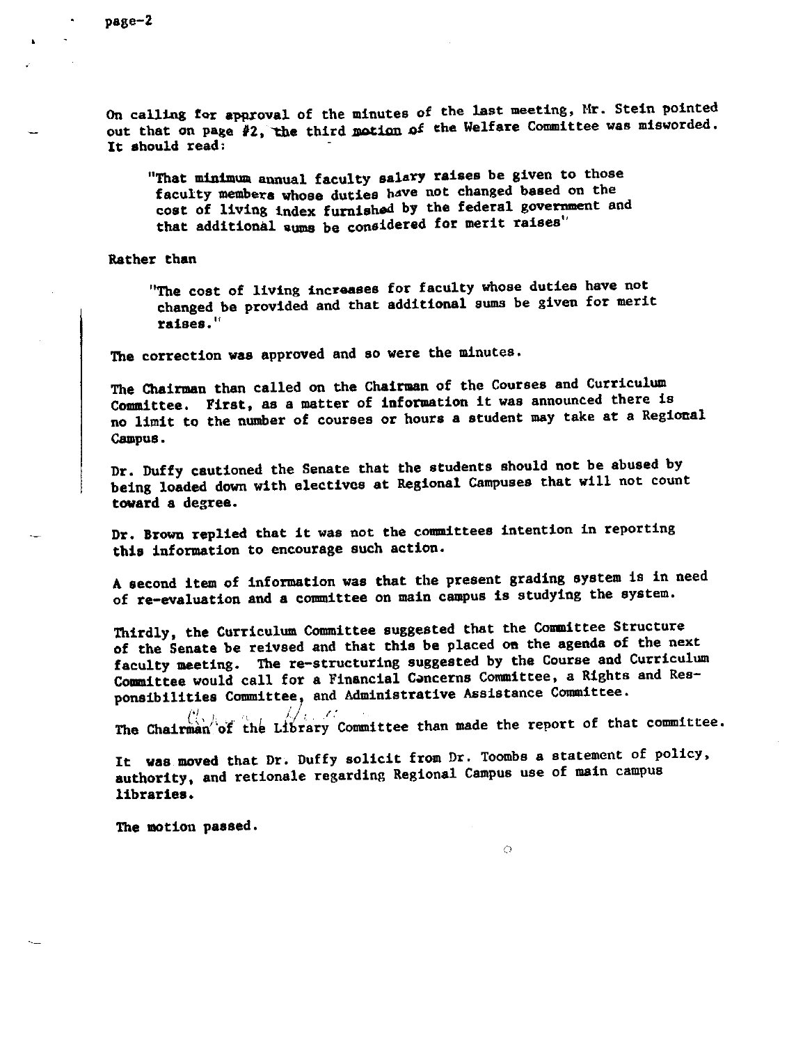On calling for approval of the minutes of the last meeting, Mr. Stein pointed out that on page #2, the third motion of the Welfare Committee was misworded. It should read:

> "That minimum annual faculty salary raises be given to those faculty members whose duties have not changed based on the cost of living index furnished by the federal government and that additional sums be considered for merit raises"

Rather than

> "The cost of living increases for faculty whose duties have not changed be provided and that additional sums be given for merit raises."

The correction was approved and so were the minutes.

The Chairman than called on the Chairman of the Courses and Curriculum Committee. First, as a matter of information it was announced there is no limit to the number of courses or hours a student may take at a Regional Campus.

Dr. Duffy cautioned the Senate that the students should not be abused by being loaded down with electives at Regional Campuses that will not count toward a degree.

Dr. Brown replied that it was not the committees intention in reporting this information to encourage such action.

A second item of information was that the present grading system is in need of re-evaluation and a committee on main campus is studying the system.

Thirdly, the Curriculum Committee suggested that the Committee Structure of the Senate be reivsed and that this be placed on the agenda of the next faculty meeting. The re-structuring suggested by the Course and Curriculum Committee would call for a Financial Concerns Committee, a Rights and Responsibilities Committee, and Administrative Assistance Committee.

The Chairman of the Library Committee than made the report of that committee.

It was moved that Dr. Duffy solicit from Dr. Toombs a statement of policy, authority, and retionale regarding Regional Campus use of main campus libraries.

The motion passed.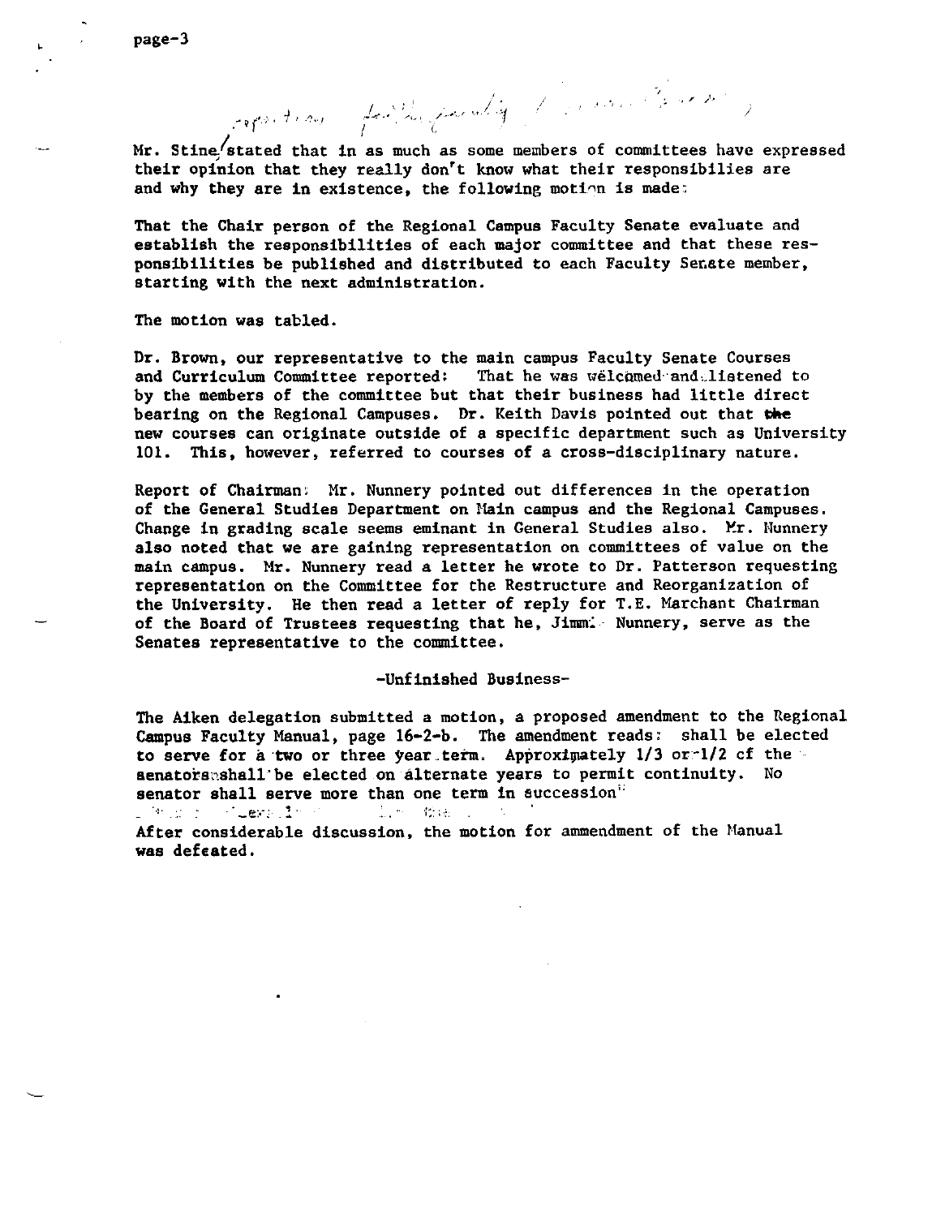Mr. Stine stated that in as much as some members of committees have expressed their opinion that they really don't know what their responsibilies are and why they are in existence, the following motion is made:

That the Chair person of the Regional Campus Faculty Senate evaluate and establish the responsibilities of each major committee and that these responsibilities be published and distributed to each Faculty Senate member, starting with the next administration.

The motion was tabled.

Dr. Brown, our representative to the main campus Faculty Senate Courses and Curriculum Committee reported: That he was welcomed and listened to by the members of the committee but that their business had little direct bearing on the Regional Campuses. Dr. Keith Davis pointed out that the new courses can originate outside of a specific department such as University 101. This, however, referred to courses of a cross-disciplinary nature.

Report of Chairman: Mr. Nunnery pointed out differences in the operation of the General Studies Department on Main campus and the Regional Campuses. Change in grading scale seems eminant in General Studies also. Mr. Nunnery also noted that we are gaining representation on committees of value on the main campus. Mr. Nunnery read a letter he wrote to Dr. Patterson requesting representation on the Committee for the Restructure and Reorganization of the University. He then read a letter of reply for T.E. Marchant Chairman of the Board of Trustees requesting that he, Jimmie Nunnery, serve as the Senates representative to the committee.

-Unfinished Business-

The Aiken delegation submitted a motion, a proposed amendment to the Regional Campus Faculty Manual, page 16-2-b. The amendment reads: shall be elected to serve for a two or three year term. Approximately 1/3 or 1/2 of the senators shall be elected on alternate years to permit continuity. No senator shall serve more than one term in succession"

After considerable discussion, the motion for ammendment of the Manual was defeated.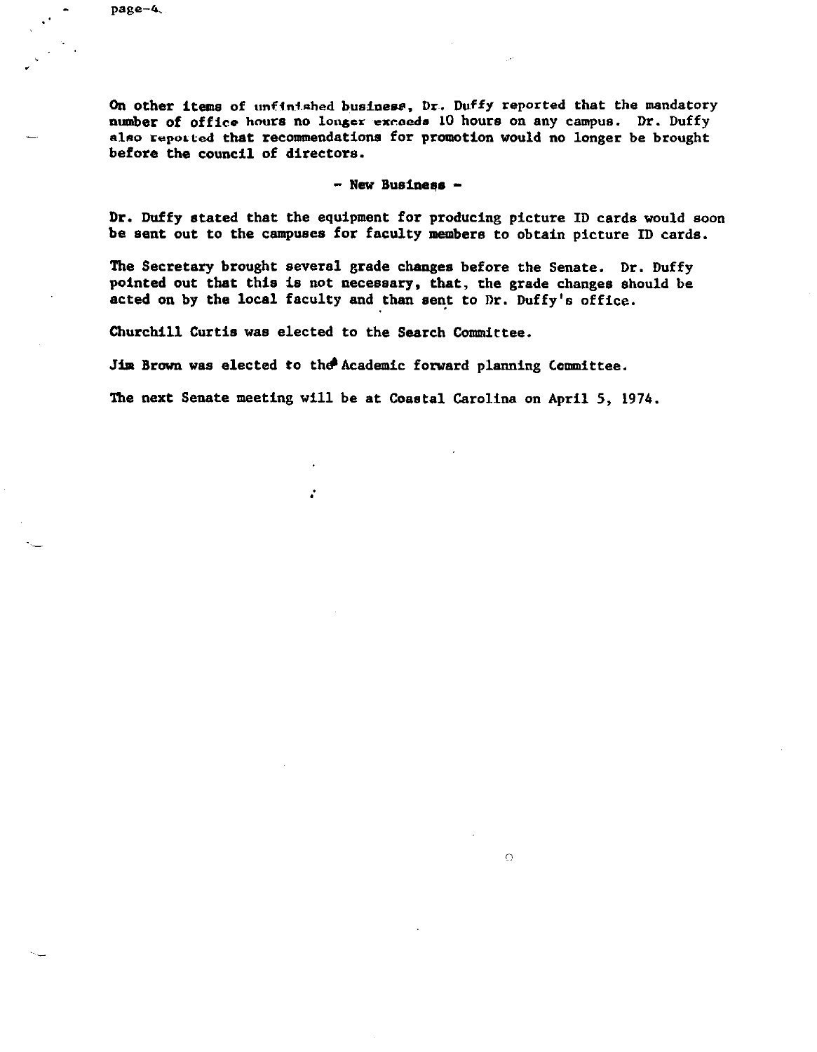On other items of unfinished business, Dr. Duffy reported that the mandatory number of office hours no longer exceeds 10 hours on any campus. Dr. Duffy also reported that recommendations for promotion would no longer be brought before the council of directors.

- New Business -

Dr. Duffy stated that the equipment for producing picture ID cards would soon be sent out to the campuses for faculty members to obtain picture ID cards.

The Secretary brought several grade changes before the Senate. Dr. Duffy pointed out that this is not necessary, that, the grade changes should be acted on by the local faculty and than sent to Dr. Duffy's office.

Churchill Curtis was elected to the Search Committee.

Jim Brown was elected to the Academic forward planning Committee.

The next Senate meeting will be at Coastal Carolina on April 5, 1974.